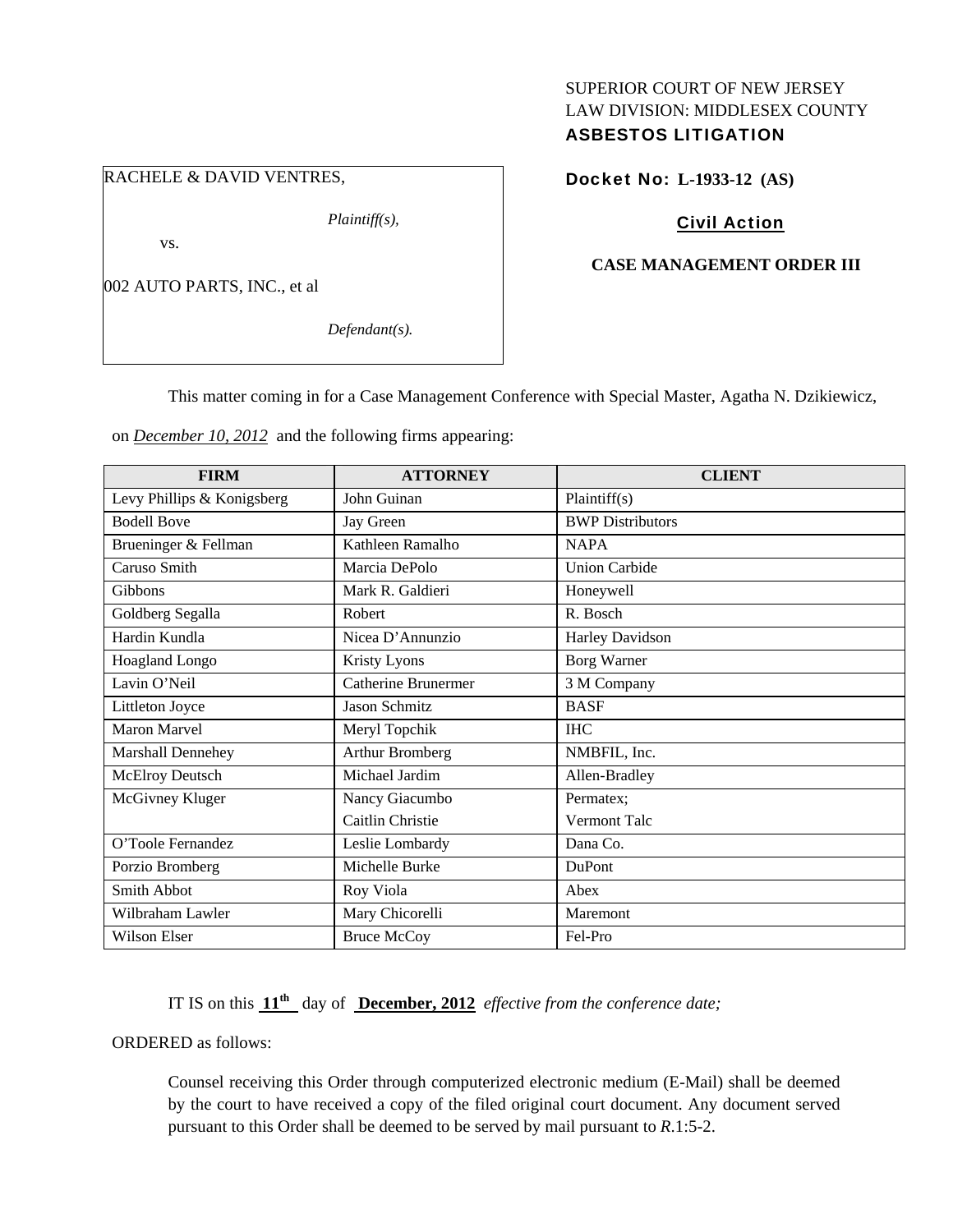SUPERIOR COURT OF NEW JERSEY
LAW DIVISION: MIDDLESEX COUNTY
**ASBESTOS LITIGATION**

RACHELE & DAVID VENTRES,

*Plaintiff(s),*

vs.

002 AUTO PARTS, INC., et al

*Defendant(s).*

**Docket No: L-1933-12 (AS)**

**Civil Action**

**CASE MANAGEMENT ORDER III**

This matter coming in for a Case Management Conference with Special Master, Agatha N. Dzikiewicz, on *December 10, 2012* and the following firms appearing:

| FIRM | ATTORNEY | CLIENT |
|---|---|---|
| Levy Phillips & Konigsberg | John Guinan | Plaintiff(s) |
| Bodell Bove | Jay Green | BWP Distributors |
| Brueninger & Fellman | Kathleen Ramalho | NAPA |
| Caruso Smith | Marcia DePolo | Union Carbide |
| Gibbons | Mark R. Galdieri | Honeywell |
| Goldberg Segalla | Robert | R. Bosch |
| Hardin Kundla | Nicea D'Annunzio | Harley Davidson |
| Hoagland Longo | Kristy Lyons | Borg Warner |
| Lavin O'Neil | Catherine Brunermer | 3 M Company |
| Littleton Joyce | Jason Schmitz | BASF |
| Maron Marvel | Meryl Topchik | IHC |
| Marshall Dennehey | Arthur Bromberg | NMBFIL, Inc. |
| McElroy Deutsch | Michael Jardim | Allen-Bradley |
| McGivney Kluger | Nancy Giacumbo<br>Caitlin Christie | Permatex;<br>Vermont Talc |
| O'Toole Fernandez | Leslie Lombardy | Dana Co. |
| Porzio Bromberg | Michelle Burke | DuPont |
| Smith Abbot | Roy Viola | Abex |
| Wilbraham Lawler | Mary Chicorelli | Maremont |
| Wilson Elser | Bruce McCoy | Fel-Pro |

IT IS on this **11th** day of **December, 2012** *effective from the conference date;*

ORDERED as follows:

Counsel receiving this Order through computerized electronic medium (E-Mail) shall be deemed by the court to have received a copy of the filed original court document. Any document served pursuant to this Order shall be deemed to be served by mail pursuant to *R*.1:5-2.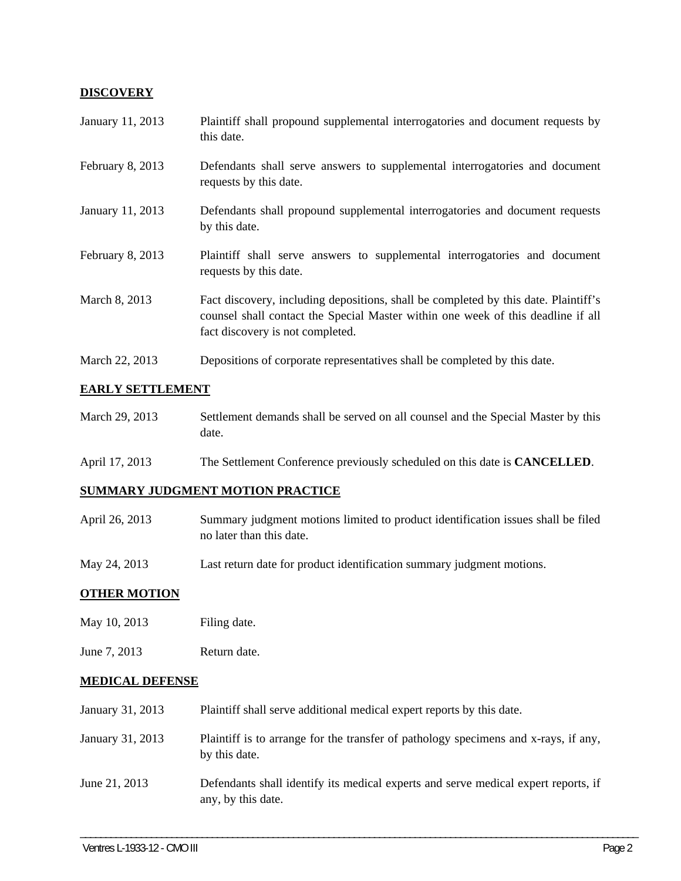**DISCOVERY**

| | |
|---|---|
| January 11, 2013 | Plaintiff shall propound supplemental interrogatories and document requests by this date. |
| February 8, 2013 | Defendants shall serve answers to supplemental interrogatories and document requests by this date. |
| January 11, 2013 | Defendants shall propound supplemental interrogatories and document requests by this date. |
| February 8, 2013 | Plaintiff shall serve answers to supplemental interrogatories and document requests by this date. |
| March 8, 2013 | Fact discovery, including depositions, shall be completed by this date. Plaintiff's counsel shall contact the Special Master within one week of this deadline if all fact discovery is not completed. |
| March 22, 2013 | Depositions of corporate representatives shall be completed by this date. |

**EARLY SETTLEMENT**

| | |
|---|---|
| March 29, 2013 | Settlement demands shall be served on all counsel and the Special Master by this date. |
| April 17, 2013 | The Settlement Conference previously scheduled on this date is **CANCELLED**. |

**SUMMARY JUDGMENT MOTION PRACTICE**

| | |
|---|---|
| April 26, 2013 | Summary judgment motions limited to product identification issues shall be filed no later than this date. |
| May 24, 2013 | Last return date for product identification summary judgment motions. |

**OTHER MOTION**

| | |
|---|---|
| May 10, 2013 | Filing date. |
| June 7, 2013 | Return date. |

**MEDICAL DEFENSE**

| | |
|---|---|
| January 31, 2013 | Plaintiff shall serve additional medical expert reports by this date. |
| January 31, 2013 | Plaintiff is to arrange for the transfer of pathology specimens and x-rays, if any, by this date. |
| June 21, 2013 | Defendants shall identify its medical experts and serve medical expert reports, if any, by this date. |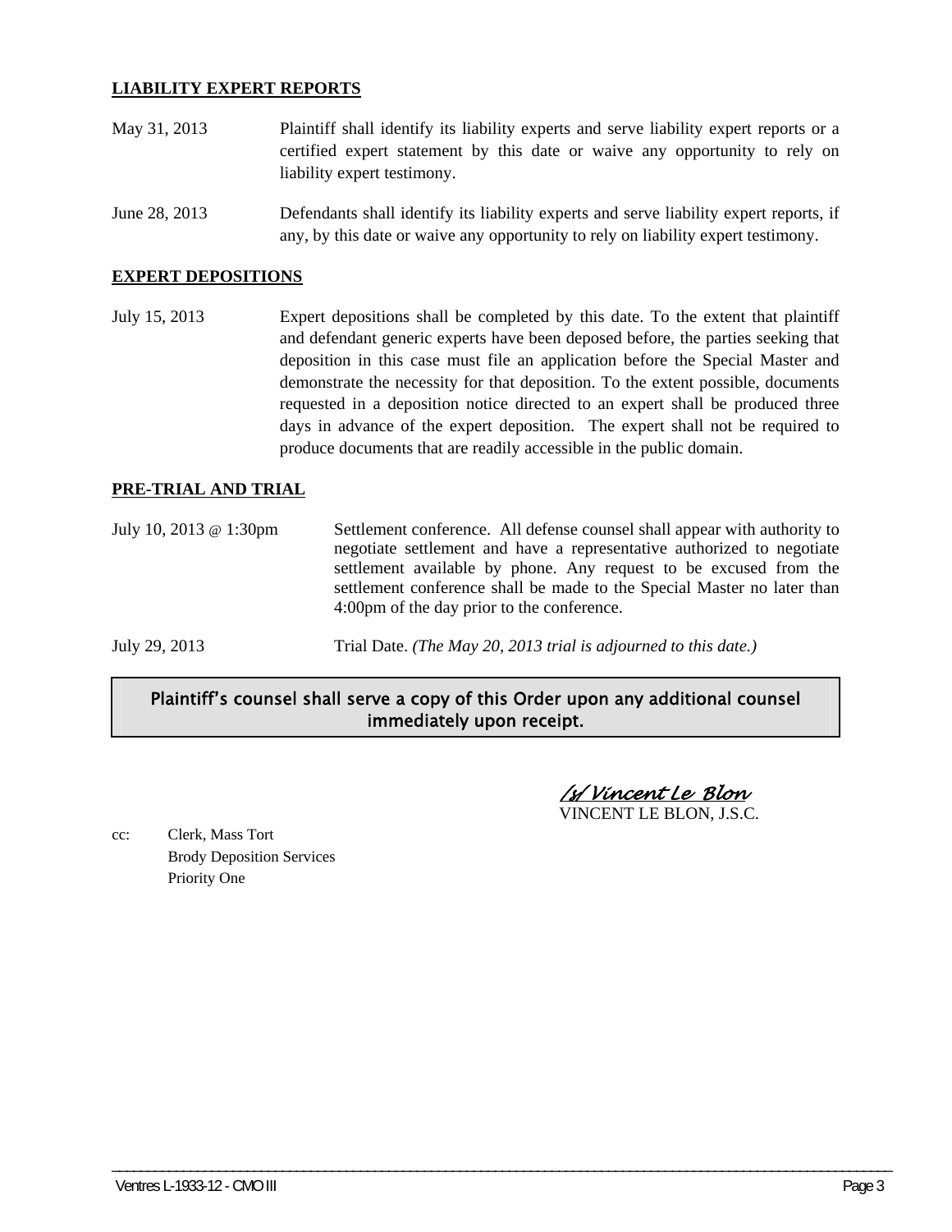**LIABILITY EXPERT REPORTS**

| | |
|---|---|
| May 31, 2013 | Plaintiff shall identify its liability experts and serve liability expert reports or a certified expert statement by this date or waive any opportunity to rely on liability expert testimony. |
| June 28, 2013 | Defendants shall identify its liability experts and serve liability expert reports, if any, by this date or waive any opportunity to rely on liability expert testimony. |

**EXPERT DEPOSITIONS**

| | |
|---|---|
| July 15, 2013 | Expert depositions shall be completed by this date. To the extent that plaintiff and defendant generic experts have been deposed before, the parties seeking that deposition in this case must file an application before the Special Master and demonstrate the necessity for that deposition. To the extent possible, documents requested in a deposition notice directed to an expert shall be produced three days in advance of the expert deposition. The expert shall not be required to produce documents that are readily accessible in the public domain. |

**PRE-TRIAL AND TRIAL**

| | |
|---|---|
| July 10, 2013 @ 1:30pm | Settlement conference. All defense counsel shall appear with authority to negotiate settlement and have a representative authorized to negotiate settlement available by phone. Any request to be excused from the settlement conference shall be made to the Special Master no later than 4:00pm of the day prior to the conference. |
| July 29, 2013 | Trial Date. *(The May 20, 2013 trial is adjourned to this date.)* |

**Plaintiff's counsel shall serve a copy of this Order upon any additional counsel immediately upon receipt.**

*/s/ Vincent Le Blon*
VINCENT LE BLON, J.S.C.

cc: Clerk, Mass Tort
Brody Deposition Services
Priority One